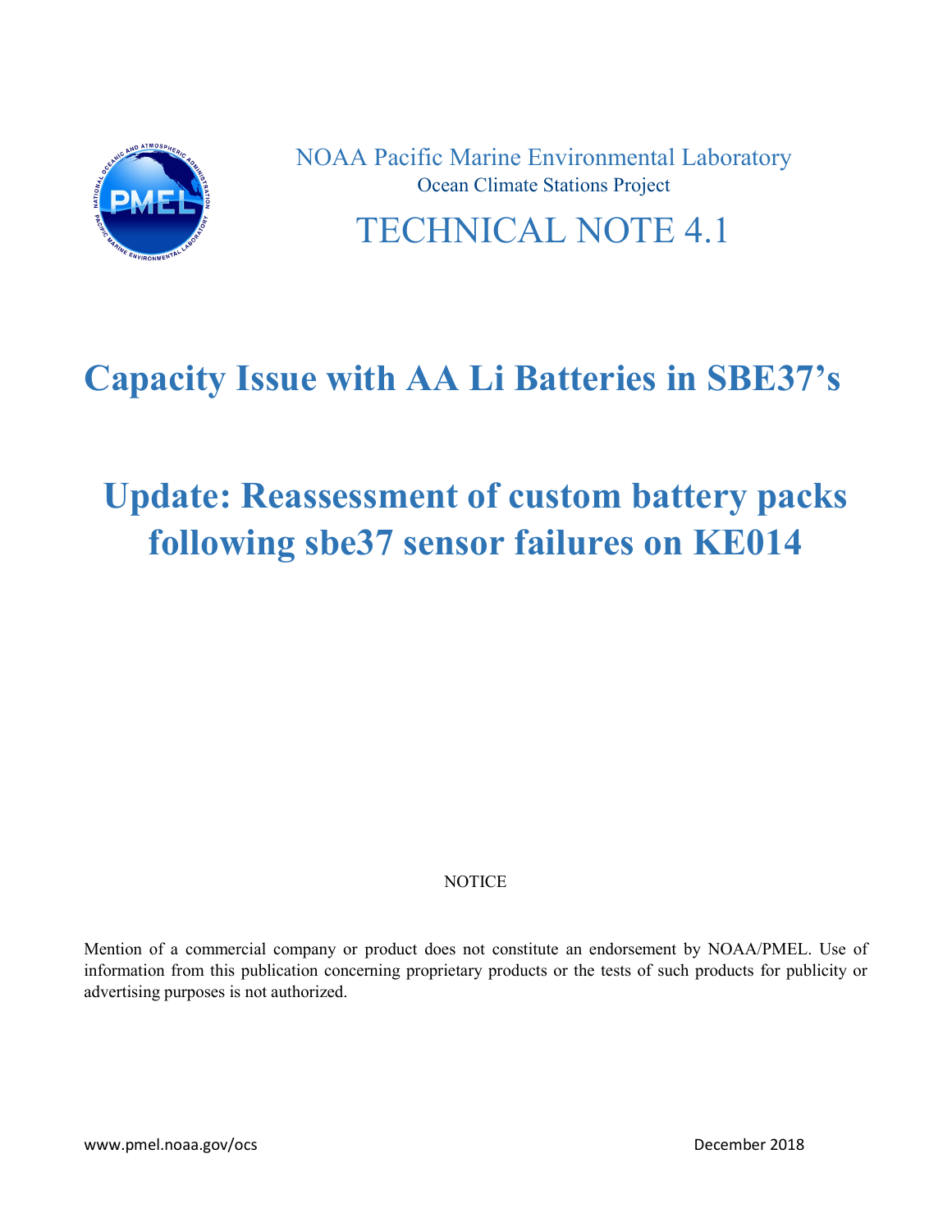NOAA Pacific Marine Environmental Laboratory

Ocean Climate Stations Project

# TECHNICAL NOTE 4.1

# Capacity Issue with AA Li Batteries in SBE37's

# Update: Reassessment of custom battery packs following sbe37 sensor failures on KE014

NOTICE

Mention of a commercial company or product does not constitute an endorsement by NOAA/PMEL. Use of information from this publication concerning proprietary products or the tests of such products for publicity or advertising purposes is not authorized.

www.pmel.noaa.gov/ocs

December 2018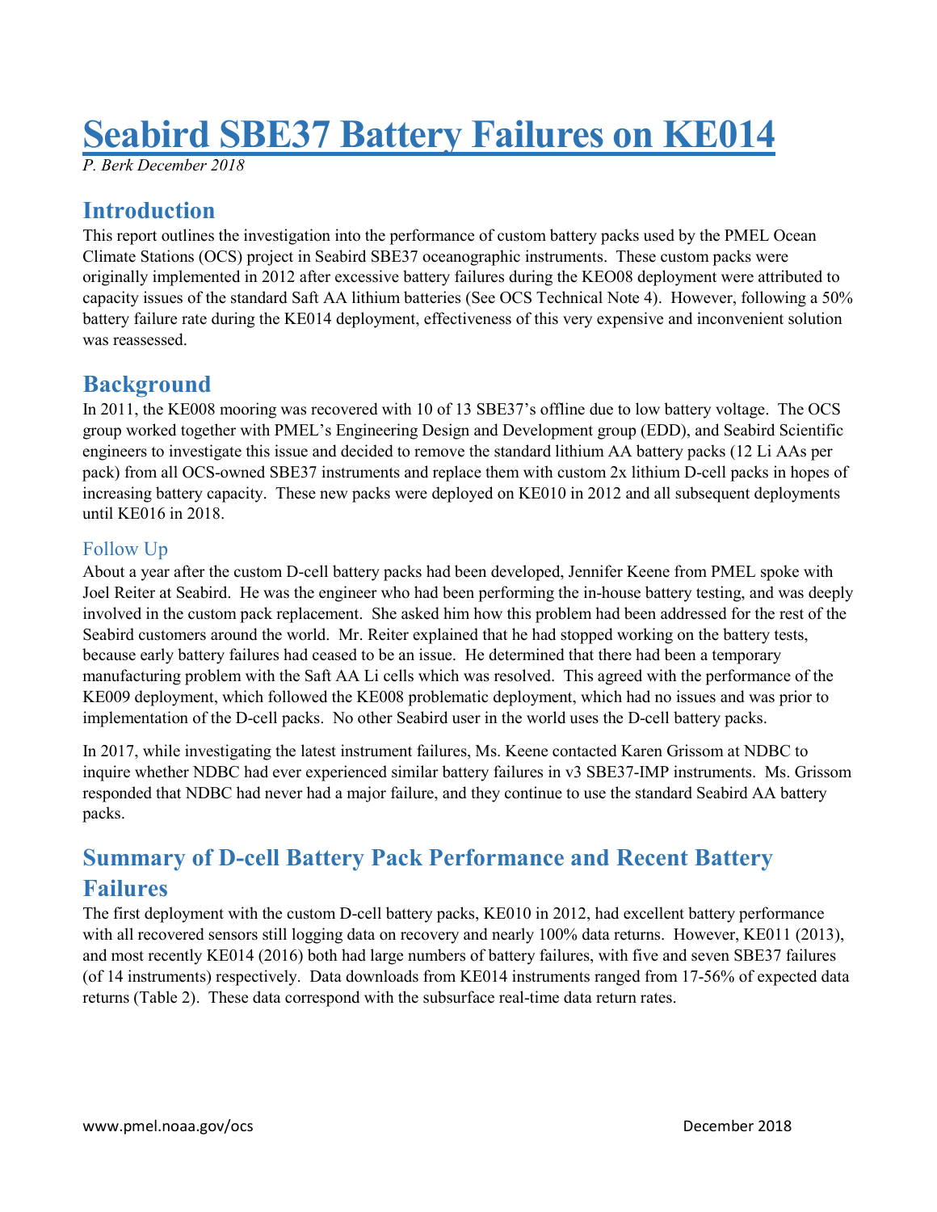# Seabird SBE37 Battery Failures on KE014

*P. Berk December 2018*

## Introduction

This report outlines the investigation into the performance of custom battery packs used by the PMEL Ocean Climate Stations (OCS) project in Seabird SBE37 oceanographic instruments. These custom packs were originally implemented in 2012 after excessive battery failures during the KEO08 deployment were attributed to capacity issues of the standard Saft AA lithium batteries (See OCS Technical Note 4). However, following a 50% battery failure rate during the KE014 deployment, effectiveness of this very expensive and inconvenient solution was reassessed.

## Background

In 2011, the KE008 mooring was recovered with 10 of 13 SBE37's offline due to low battery voltage. The OCS group worked together with PMEL's Engineering Design and Development group (EDD), and Seabird Scientific engineers to investigate this issue and decided to remove the standard lithium AA battery packs (12 Li AAs per pack) from all OCS-owned SBE37 instruments and replace them with custom 2x lithium D-cell packs in hopes of increasing battery capacity. These new packs were deployed on KE010 in 2012 and all subsequent deployments until KE016 in 2018.

### Follow Up

About a year after the custom D-cell battery packs had been developed, Jennifer Keene from PMEL spoke with Joel Reiter at Seabird. He was the engineer who had been performing the in-house battery testing, and was deeply involved in the custom pack replacement. She asked him how this problem had been addressed for the rest of the Seabird customers around the world. Mr. Reiter explained that he had stopped working on the battery tests, because early battery failures had ceased to be an issue. He determined that there had been a temporary manufacturing problem with the Saft AA Li cells which was resolved. This agreed with the performance of the KE009 deployment, which followed the KE008 problematic deployment, which had no issues and was prior to implementation of the D-cell packs. No other Seabird user in the world uses the D-cell battery packs.

In 2017, while investigating the latest instrument failures, Ms. Keene contacted Karen Grissom at NDBC to inquire whether NDBC had ever experienced similar battery failures in v3 SBE37-IMP instruments. Ms. Grissom responded that NDBC had never had a major failure, and they continue to use the standard Seabird AA battery packs.

## Summary of D-cell Battery Pack Performance and Recent Battery Failures

The first deployment with the custom D-cell battery packs, KE010 in 2012, had excellent battery performance with all recovered sensors still logging data on recovery and nearly 100% data returns. However, KE011 (2013), and most recently KE014 (2016) both had large numbers of battery failures, with five and seven SBE37 failures (of 14 instruments) respectively. Data downloads from KE014 instruments ranged from 17-56% of expected data returns (Table 2). These data correspond with the subsurface real-time data return rates.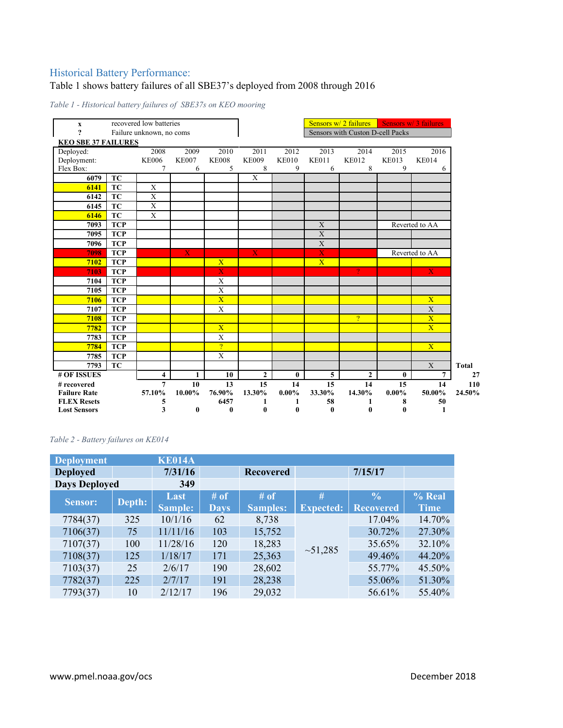## Historical Battery Performance:

Table 1 shows battery failures of all SBE37's deployed from 2008 through 2016

*Table 1 - Historical battery failures of SBE37s on KEO mooring*

| x | recovered low batteries |
|---|---|
| ? | Failure unknown, no coms |

Sensors w/ 2 failures | Sensors w/ 3 failures | Sensors with Custon D-cell Packs

**KEO SBE 37 FAILURES**

| Deployed: | | 2008 | 2009 | 2010 | 2011 | 2012 | 2013 | 2014 | 2015 | 2016 | |
|---|---|---|---|---|---|---|---|---|---|---|---|
| Deployment: | | KE006 | KE007 | KE008 | KE009 | KE010 | KE011 | KE012 | KE013 | KE014 | |
| Flex Box: | | 7 | 6 | 5 | 8 | 9 | 6 | 8 | 9 | 6 | |
| **6079** | **TC** | | | | X | | | | | | |
| **6141** | **TC** | X | | | | | | | | | |
| **6142** | **TC** | X | | | | | | | | | |
| **6145** | **TC** | X | | | | | | | | | |
| **6146** | **TC** | X | | | | | | | | | |
| **7093** | **TCP** | | | | | | X | | Reverted to AA | | |
| **7095** | **TCP** | | | | | | X | | | | |
| **7096** | **TCP** | | | | | | X | | | | |
| **7098** | **TCP** | | X | | X | | X | | Reverted to AA | | |
| **7102** | **TCP** | | | X | | | X | | | | |
| **7103** | **TCP** | | | X | | | | ? | | X | |
| **7104** | **TCP** | | | X | | | | | | | |
| **7105** | **TCP** | | | X | | | | | | | |
| **7106** | **TCP** | | | X | | | | | | X | |
| **7107** | **TCP** | | | X | | | | | | X | |
| **7108** | **TCP** | | | | | | | ? | | X | |
| **7782** | **TCP** | | | X | | | | | | X | |
| **7783** | **TCP** | | | X | | | | | | | |
| **7784** | **TCP** | | | ? | | | | | | X | |
| **7785** | **TCP** | | | X | | | | | | | |
| **7793** | **TC** | | | | | | | | | X | **Total** |
| **# OF ISSUES** | | **4** | **1** | **10** | **2** | **0** | **5** | **2** | **0** | **7** | **27** |
| **# recovered** | | **7** | **10** | **13** | **15** | **14** | **15** | **14** | **15** | **14** | **110** |
| **Failure Rate** | | **57.10%** | **10.00%** | **76.90%** | **13.30%** | **0.00%** | **33.30%** | **14.30%** | **0.00%** | **50.00%** | **24.50%** |
| **FLEX Resets** | | **5** | | **6457** | **1** | **1** | **58** | **1** | **8** | **50** | |
| **Lost Sensors** | | **3** | **0** | **0** | **0** | **0** | **0** | **0** | **0** | **1** | |

*Table 2 - Battery failures on KE014*

| **Deployment** | | **KE014A** | | | | | |
|---|---|---|---|---|---|---|---|
| **Deployed** | | **7/31/16** | | **Recovered** | | **7/15/17** | |
| **Days Deployed** | | **349** | | | | | |
| **Sensor:** | **Depth:** | **Last Sample:** | **# of Days** | **# of Samples:** | **# Expected:** | **% Recovered** | **% Real Time** |
| 7784(37) | 325 | 10/1/16 | 62 | 8,738 | ~51,285 | 17.04% | 14.70% |
| 7106(37) | 75 | 11/11/16 | 103 | 15,752 | | 30.72% | 27.30% |
| 7107(37) | 100 | 11/28/16 | 120 | 18,283 | | 35.65% | 32.10% |
| 7108(37) | 125 | 1/18/17 | 171 | 25,363 | | 49.46% | 44.20% |
| 7103(37) | 25 | 2/6/17 | 190 | 28,602 | | 55.77% | 45.50% |
| 7782(37) | 225 | 2/7/17 | 191 | 28,238 | | 55.06% | 51.30% |
| 7793(37) | 10 | 2/12/17 | 196 | 29,032 | | 56.61% | 55.40% |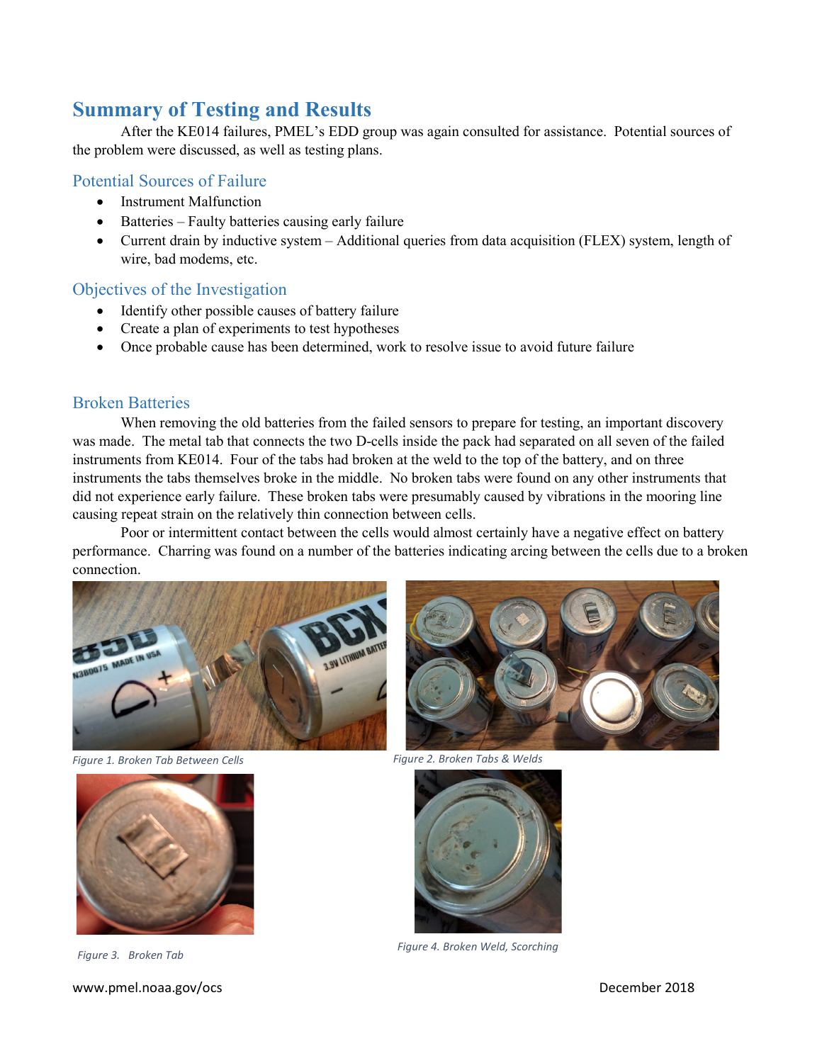# Summary of Testing and Results

After the KE014 failures, PMEL's EDD group was again consulted for assistance. Potential sources of the problem were discussed, as well as testing plans.

## Potential Sources of Failure

- Instrument Malfunction
- Batteries – Faulty batteries causing early failure
- Current drain by inductive system – Additional queries from data acquisition (FLEX) system, length of wire, bad modems, etc.

## Objectives of the Investigation

- Identify other possible causes of battery failure
- Create a plan of experiments to test hypotheses
- Once probable cause has been determined, work to resolve issue to avoid future failure

## Broken Batteries

When removing the old batteries from the failed sensors to prepare for testing, an important discovery was made. The metal tab that connects the two D-cells inside the pack had separated on all seven of the failed instruments from KE014. Four of the tabs had broken at the weld to the top of the battery, and on three instruments the tabs themselves broke in the middle. No broken tabs were found on any other instruments that did not experience early failure. These broken tabs were presumably caused by vibrations in the mooring line causing repeat strain on the relatively thin connection between cells.

Poor or intermittent contact between the cells would almost certainly have a negative effect on battery performance. Charring was found on a number of the batteries indicating arcing between the cells due to a broken connection.

*Figure 1. Broken Tab Between Cells*

*Figure 2. Broken Tabs & Welds*

*Figure 3. Broken Tab*

*Figure 4. Broken Weld, Scorching*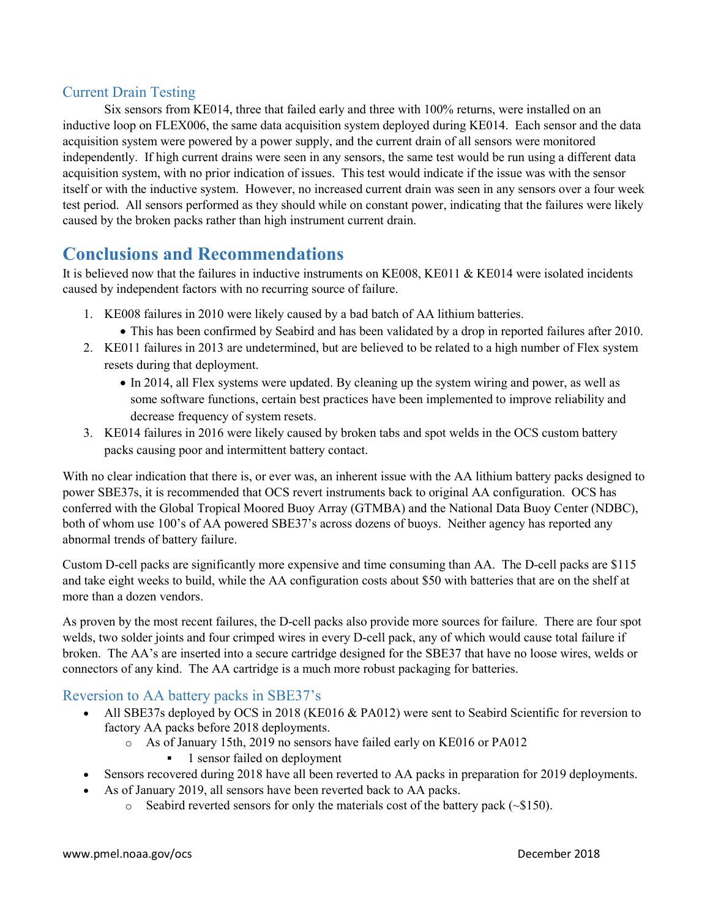### Current Drain Testing

Six sensors from KE014, three that failed early and three with 100% returns, were installed on an inductive loop on FLEX006, the same data acquisition system deployed during KE014. Each sensor and the data acquisition system were powered by a power supply, and the current drain of all sensors were monitored independently. If high current drains were seen in any sensors, the same test would be run using a different data acquisition system, with no prior indication of issues. This test would indicate if the issue was with the sensor itself or with the inductive system. However, no increased current drain was seen in any sensors over a four week test period. All sensors performed as they should while on constant power, indicating that the failures were likely caused by the broken packs rather than high instrument current drain.

## Conclusions and Recommendations

It is believed now that the failures in inductive instruments on KE008, KE011 & KE014 were isolated incidents caused by independent factors with no recurring source of failure.

1. KE008 failures in 2010 were likely caused by a bad batch of AA lithium batteries.
   - This has been confirmed by Seabird and has been validated by a drop in reported failures after 2010.
2. KE011 failures in 2013 are undetermined, but are believed to be related to a high number of Flex system resets during that deployment.
   - In 2014, all Flex systems were updated. By cleaning up the system wiring and power, as well as some software functions, certain best practices have been implemented to improve reliability and decrease frequency of system resets.
3. KE014 failures in 2016 were likely caused by broken tabs and spot welds in the OCS custom battery packs causing poor and intermittent battery contact.

With no clear indication that there is, or ever was, an inherent issue with the AA lithium battery packs designed to power SBE37s, it is recommended that OCS revert instruments back to original AA configuration. OCS has conferred with the Global Tropical Moored Buoy Array (GTMBA) and the National Data Buoy Center (NDBC), both of whom use 100's of AA powered SBE37's across dozens of buoys. Neither agency has reported any abnormal trends of battery failure.

Custom D-cell packs are significantly more expensive and time consuming than AA. The D-cell packs are $115 and take eight weeks to build, while the AA configuration costs about $50 with batteries that are on the shelf at more than a dozen vendors.

As proven by the most recent failures, the D-cell packs also provide more sources for failure. There are four spot welds, two solder joints and four crimped wires in every D-cell pack, any of which would cause total failure if broken. The AA's are inserted into a secure cartridge designed for the SBE37 that have no loose wires, welds or connectors of any kind. The AA cartridge is a much more robust packaging for batteries.

### Reversion to AA battery packs in SBE37's

- All SBE37s deployed by OCS in 2018 (KE016 & PA012) were sent to Seabird Scientific for reversion to factory AA packs before 2018 deployments.
  - As of January 15th, 2019 no sensors have failed early on KE016 or PA012
    - 1 sensor failed on deployment
- Sensors recovered during 2018 have all been reverted to AA packs in preparation for 2019 deployments.
- As of January 2019, all sensors have been reverted back to AA packs.
  - Seabird reverted sensors for only the materials cost of the battery pack (~$150).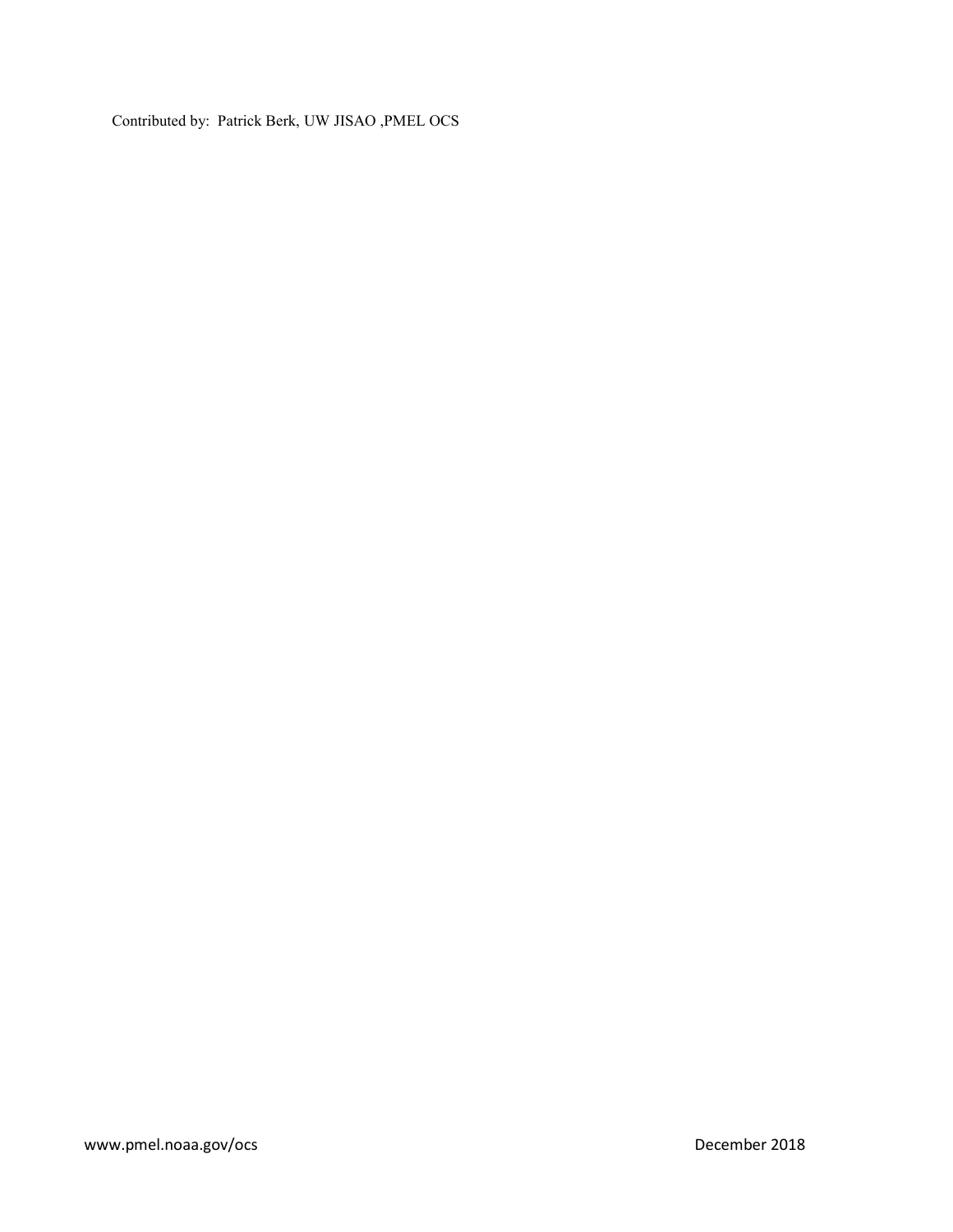Contributed by: Patrick Berk, UW JISAO ,PMEL OCS

www.pmel.noaa.gov/ocs December 2018